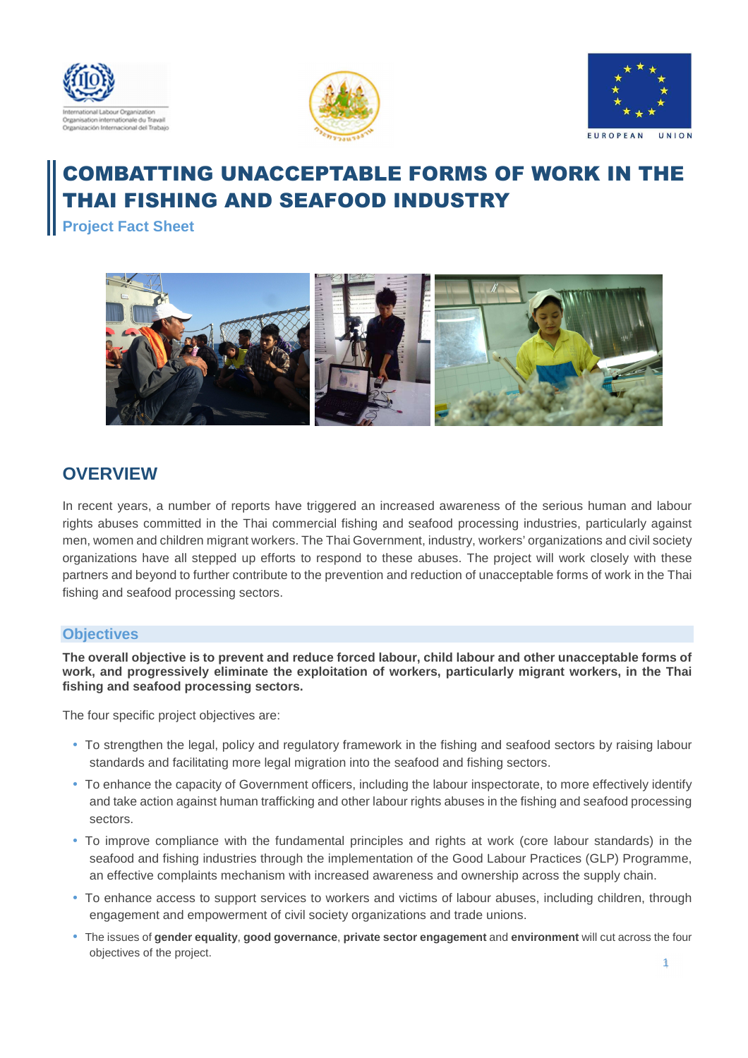# COMBATTING UNACCEPTABLE FORMS OF WORK IN THE THAI FISHING AND SEAFOOD INDUSTRY

**Project Fact Sheet**

## OVERVIEW

In recent years, a number of reports have triggered an increased awareness of the serious human and labour rights abuses committed in the Thai commercial fishing and seafood processing industries, particularly against men, women and children migrant workers. The Thai Government, industry, workers' organizations and civil society organizations have all stepped up efforts to respond to these abuses. The project will work closely with these partners and beyond to further contribute to the prevention and reduction of unacceptable forms of work in the Thai fishing and seafood processing sectors.

### Objectives

**The overall objective is to prevent and reduce forced labour, child labour and other unacceptable forms of work, and progressively eliminate the exploitation of workers, particularly migrant workers, in the Thai fishing and seafood processing sectors.**

The four specific project objectives are:

- To strengthen the legal, policy and regulatory framework in the fishing and seafood sectors by raising labour standards and facilitating more legal migration into the seafood and fishing sectors.
- To enhance the capacity of Government officers, including the labour inspectorate, to more effectively identify and take action against human trafficking and other labour rights abuses in the fishing and seafood processing sectors.
- To improve compliance with the fundamental principles and rights at work (core labour standards) in the seafood and fishing industries through the implementation of the Good Labour Practices (GLP) Programme, an effective complaints mechanism with increased awareness and ownership across the supply chain.
- To enhance access to support services to workers and victims of labour abuses, including children, through engagement and empowerment of civil society organizations and trade unions.
- The issues of **gender equality**, **good governance**, **private sector engagement** and **environment** will cut across the four objectives of the project.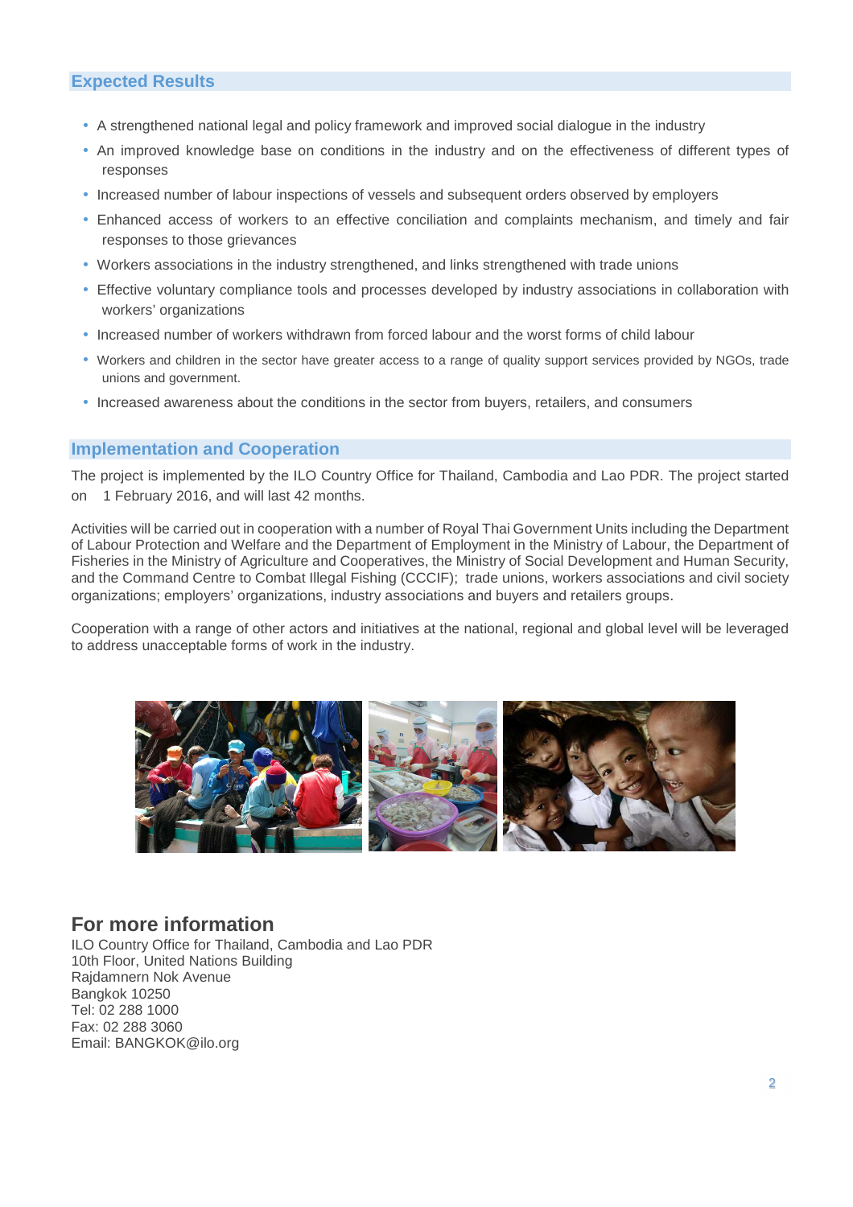## Expected Results

- A strengthened national legal and policy framework and improved social dialogue in the industry
- An improved knowledge base on conditions in the industry and on the effectiveness of different types of responses
- Increased number of labour inspections of vessels and subsequent orders observed by employers
- Enhanced access of workers to an effective conciliation and complaints mechanism, and timely and fair responses to those grievances
- Workers associations in the industry strengthened, and links strengthened with trade unions
- Effective voluntary compliance tools and processes developed by industry associations in collaboration with workers' organizations
- Increased number of workers withdrawn from forced labour and the worst forms of child labour
- Workers and children in the sector have greater access to a range of quality support services provided by NGOs, trade unions and government.
- Increased awareness about the conditions in the sector from buyers, retailers, and consumers

## Implementation and Cooperation

The project is implemented by the ILO Country Office for Thailand, Cambodia and Lao PDR. The project started on 1 February 2016, and will last 42 months.

Activities will be carried out in cooperation with a number of Royal Thai Government Units including the Department of Labour Protection and Welfare and the Department of Employment in the Ministry of Labour, the Department of Fisheries in the Ministry of Agriculture and Cooperatives, the Ministry of Social Development and Human Security, and the Command Centre to Combat Illegal Fishing (CCCIF); trade unions, workers associations and civil society organizations; employers' organizations, industry associations and buyers and retailers groups.

Cooperation with a range of other actors and initiatives at the national, regional and global level will be leveraged to address unacceptable forms of work in the industry.

## For more information

ILO Country Office for Thailand, Cambodia and Lao PDR
10th Floor, United Nations Building
Rajdamnern Nok Avenue
Bangkok 10250
Tel: 02 288 1000
Fax: 02 288 3060
Email: BANGKOK@ilo.org